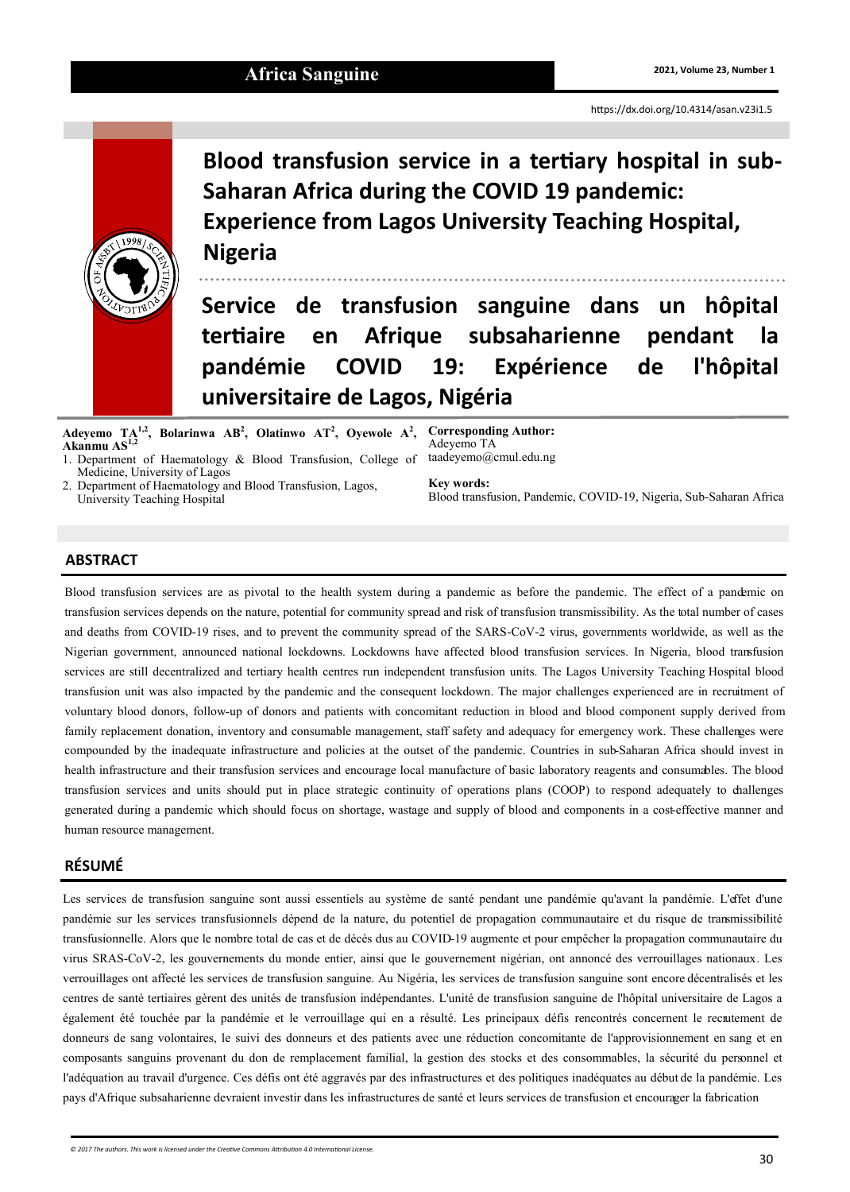# Blood transfusion service in a tertiary hospital in sub-Saharan Africa during the COVID 19 pandemic: Experience from Lagos University Teaching Hospital, Nigeria

# Service de transfusion sanguine dans un hôpital tertiaire en Afrique subsaharienne pendant la pandémie COVID 19: Expérience de l'hôpital universitaire de Lagos, Nigéria

**Adeyemo TA[1,2], Bolarinwa AB[2], Olatinwo AT[2], Oyewole A[2], Akanmu AS[1,2]**

1. Department of Haematology & Blood Transfusion, College of Medicine, University of Lagos
2. Department of Haematology and Blood Transfusion, Lagos, University Teaching Hospital

**Corresponding Author:**
Adeyemo TA
taadeyemo@cmul.edu.ng

**Key words:**
Blood transfusion, Pandemic, COVID-19, Nigeria, Sub-Saharan Africa

## ABSTRACT

Blood transfusion services are as pivotal to the health system during a pandemic as before the pandemic. The effect of a pandemic on transfusion services depends on the nature, potential for community spread and risk of transfusion transmissibility. As the total number of cases and deaths from COVID-19 rises, and to prevent the community spread of the SARS-CoV-2 virus, governments worldwide, as well as the Nigerian government, announced national lockdowns. Lockdowns have affected blood transfusion services. In Nigeria, blood transfusion services are still decentralized and tertiary health centres run independent transfusion units. The Lagos University Teaching Hospital blood transfusion unit was also impacted by the pandemic and the consequent lockdown. The major challenges experienced are in recruitment of voluntary blood donors, follow-up of donors and patients with concomitant reduction in blood and blood component supply derived from family replacement donation, inventory and consumable management, staff safety and adequacy for emergency work. These challenges were compounded by the inadequate infrastructure and policies at the outset of the pandemic. Countries in sub-Saharan Africa should invest in health infrastructure and their transfusion services and encourage local manufacture of basic laboratory reagents and consumables. The blood transfusion services and units should put in place strategic continuity of operations plans (COOP) to respond adequately to challenges generated during a pandemic which should focus on shortage, wastage and supply of blood and components in a cost-effective manner and human resource management.

## RÉSUMÉ

Les services de transfusion sanguine sont aussi essentiels au système de santé pendant une pandémie qu'avant la pandémie. L'effet d'une pandémie sur les services transfusionnels dépend de la nature, du potentiel de propagation communautaire et du risque de transmissibilité transfusionnelle. Alors que le nombre total de cas et de décès dus au COVID-19 augmente et pour empêcher la propagation communautaire du virus SRAS-CoV-2, les gouvernements du monde entier, ainsi que le gouvernement nigérian, ont annoncé des verrouillages nationaux. Les verrouillages ont affecté les services de transfusion sanguine. Au Nigéria, les services de transfusion sanguine sont encore décentralisés et les centres de santé tertiaires gèrent des unités de transfusion indépendantes. L'unité de transfusion sanguine de l'hôpital universitaire de Lagos a également été touchée par la pandémie et le verrouillage qui en a résulté. Les principaux défis rencontrés concernent le recrutement de donneurs de sang volontaires, le suivi des donneurs et des patients avec une réduction concomitante de l'approvisionnement en sang et en composants sanguins provenant du don de remplacement familial, la gestion des stocks et des consommables, la sécurité du personnel et l'adéquation au travail d'urgence. Ces défis ont été aggravés par des infrastructures et des politiques inadéquates au début de la pandémie. Les pays d'Afrique subsaharienne devraient investir dans les infrastructures de santé et leurs services de transfusion et encourager la fabrication

© 2017 The authors. This work is licensed under the Creative Commons Attribution 4.0 International License.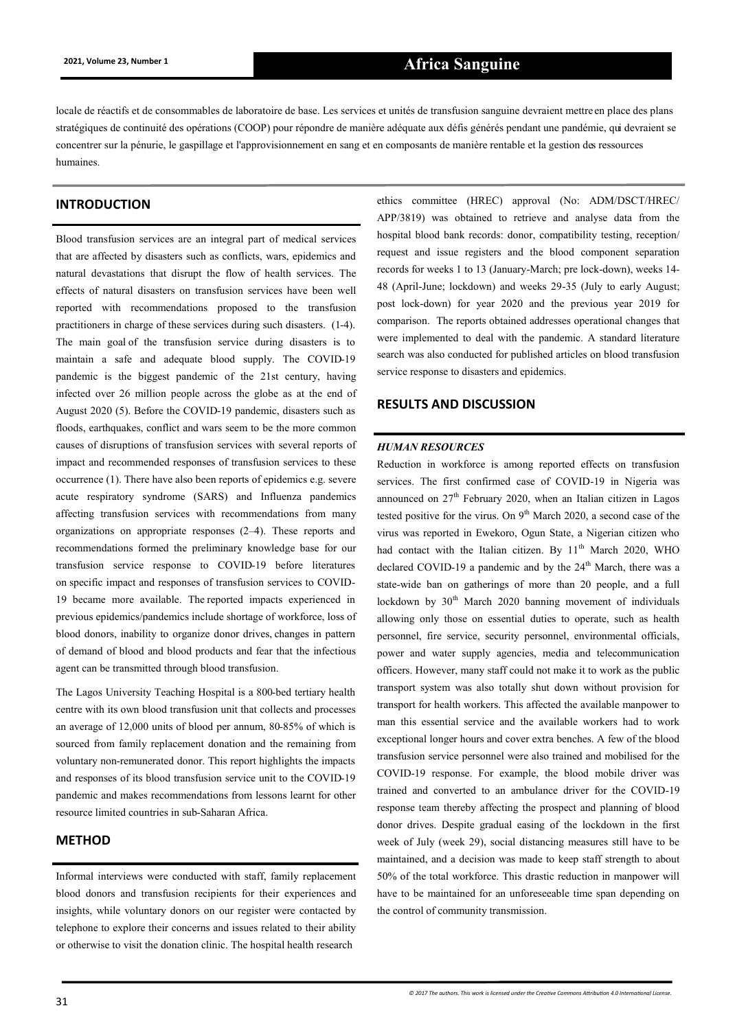locale de réactifs et de consommables de laboratoire de base. Les services et unités de transfusion sanguine devraient mettre en place des plans stratégiques de continuité des opérations (COOP) pour répondre de manière adéquate aux défis générés pendant une pandémie, qui devraient se concentrer sur la pénurie, le gaspillage et l'approvisionnement en sang et en composants de manière rentable et la gestion des ressources humaines.

## INTRODUCTION

Blood transfusion services are an integral part of medical services that are affected by disasters such as conflicts, wars, epidemics and natural devastations that disrupt the flow of health services. The effects of natural disasters on transfusion services have been well reported with recommendations proposed to the transfusion practitioners in charge of these services during such disasters. (1-4). The main goal of the transfusion service during disasters is to maintain a safe and adequate blood supply. The COVID-19 pandemic is the biggest pandemic of the 21st century, having infected over 26 million people across the globe as at the end of August 2020 (5). Before the COVID-19 pandemic, disasters such as floods, earthquakes, conflict and wars seem to be the more common causes of disruptions of transfusion services with several reports of impact and recommended responses of transfusion services to these occurrence (1). There have also been reports of epidemics e.g. severe acute respiratory syndrome (SARS) and Influenza pandemics affecting transfusion services with recommendations from many organizations on appropriate responses (2–4). These reports and recommendations formed the preliminary knowledge base for our transfusion service response to COVID-19 before literatures on specific impact and responses of transfusion services to COVID-19 became more available. The reported impacts experienced in previous epidemics/pandemics include shortage of workforce, loss of blood donors, inability to organize donor drives, changes in pattern of demand of blood and blood products and fear that the infectious agent can be transmitted through blood transfusion.

The Lagos University Teaching Hospital is a 800-bed tertiary health centre with its own blood transfusion unit that collects and processes an average of 12,000 units of blood per annum, 80-85% of which is sourced from family replacement donation and the remaining from voluntary non-remunerated donor. This report highlights the impacts and responses of its blood transfusion service unit to the COVID-19 pandemic and makes recommendations from lessons learnt for other resource limited countries in sub-Saharan Africa.

## METHOD

Informal interviews were conducted with staff, family replacement blood donors and transfusion recipients for their experiences and insights, while voluntary donors on our register were contacted by telephone to explore their concerns and issues related to their ability or otherwise to visit the donation clinic. The hospital health research ethics committee (HREC) approval (No: ADM/DSCT/HREC/APP/3819) was obtained to retrieve and analyse data from the hospital blood bank records: donor, compatibility testing, reception/request and issue registers and the blood component separation records for weeks 1 to 13 (January-March; pre lock-down), weeks 14-48 (April-June; lockdown) and weeks 29-35 (July to early August; post lock-down) for year 2020 and the previous year 2019 for comparison. The reports obtained addresses operational changes that were implemented to deal with the pandemic. A standard literature search was also conducted for published articles on blood transfusion service response to disasters and epidemics.

## RESULTS AND DISCUSSION

### *HUMAN RESOURCES*

Reduction in workforce is among reported effects on transfusion services. The first confirmed case of COVID-19 in Nigeria was announced on 27th February 2020, when an Italian citizen in Lagos tested positive for the virus. On 9th March 2020, a second case of the virus was reported in Ewekoro, Ogun State, a Nigerian citizen who had contact with the Italian citizen. By 11th March 2020, WHO declared COVID-19 a pandemic and by the 24th March, there was a state-wide ban on gatherings of more than 20 people, and a full lockdown by 30th March 2020 banning movement of individuals allowing only those on essential duties to operate, such as health personnel, fire service, security personnel, environmental officials, power and water supply agencies, media and telecommunication officers. However, many staff could not make it to work as the public transport system was also totally shut down without provision for transport for health workers. This affected the available manpower to man this essential service and the available workers had to work exceptional longer hours and cover extra benches. A few of the blood transfusion service personnel were also trained and mobilised for the COVID-19 response. For example, the blood mobile driver was trained and converted to an ambulance driver for the COVID-19 response team thereby affecting the prospect and planning of blood donor drives. Despite gradual easing of the lockdown in the first week of July (week 29), social distancing measures still have to be maintained, and a decision was made to keep staff strength to about 50% of the total workforce. This drastic reduction in manpower will have to be maintained for an unforeseeable time span depending on the control of community transmission.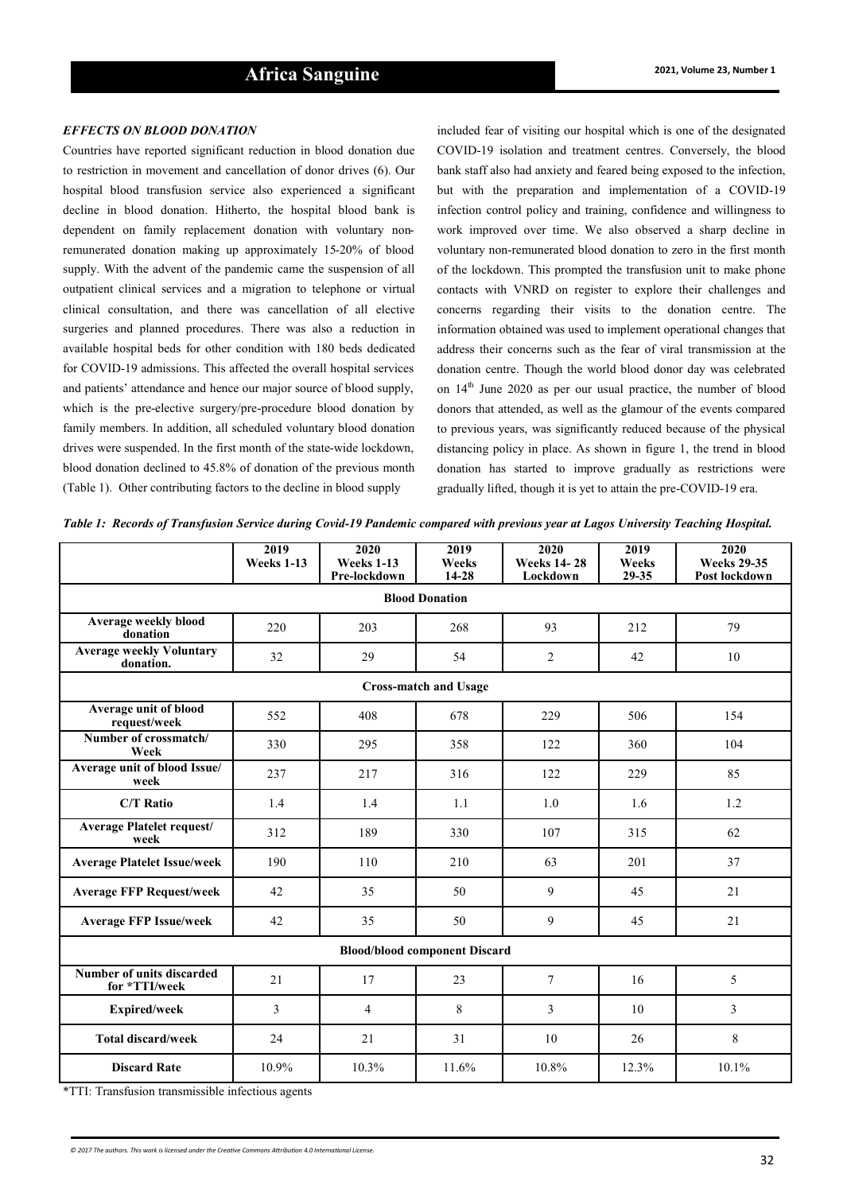### *EFFECTS ON BLOOD DONATION*

Countries have reported significant reduction in blood donation due to restriction in movement and cancellation of donor drives (6). Our hospital blood transfusion service also experienced a significant decline in blood donation. Hitherto, the hospital blood bank is dependent on family replacement donation with voluntary non-remunerated donation making up approximately 15-20% of blood supply. With the advent of the pandemic came the suspension of all outpatient clinical services and a migration to telephone or virtual clinical consultation, and there was cancellation of all elective surgeries and planned procedures. There was also a reduction in available hospital beds for other condition with 180 beds dedicated for COVID-19 admissions. This affected the overall hospital services and patients' attendance and hence our major source of blood supply, which is the pre-elective surgery/pre-procedure blood donation by family members. In addition, all scheduled voluntary blood donation drives were suspended. In the first month of the state-wide lockdown, blood donation declined to 45.8% of donation of the previous month (Table 1). Other contributing factors to the decline in blood supply included fear of visiting our hospital which is one of the designated COVID-19 isolation and treatment centres. Conversely, the blood bank staff also had anxiety and feared being exposed to the infection, but with the preparation and implementation of a COVID-19 infection control policy and training, confidence and willingness to work improved over time. We also observed a sharp decline in voluntary non-remunerated blood donation to zero in the first month of the lockdown. This prompted the transfusion unit to make phone contacts with VNRD on register to explore their challenges and concerns regarding their visits to the donation centre. The information obtained was used to implement operational changes that address their concerns such as the fear of viral transmission at the donation centre. Though the world blood donor day was celebrated on 14th June 2020 as per our usual practice, the number of blood donors that attended, as well as the glamour of the events compared to previous years, was significantly reduced because of the physical distancing policy in place. As shown in figure 1, the trend in blood donation has started to improve gradually as restrictions were gradually lifted, though it is yet to attain the pre-COVID-19 era.

***Table 1: Records of Transfusion Service during Covid-19 Pandemic compared with previous year at Lagos University Teaching Hospital.***

| | 2019 Weeks 1-13 | 2020 Weeks 1-13 Pre-lockdown | 2019 Weeks 14-28 | 2020 Weeks 14- 28 Lockdown | 2019 Weeks 29-35 | 2020 Weeks 29-35 Post lockdown |
|---|---|---|---|---|---|---|
| **Blood Donation** | | | | | | |
| **Average weekly blood donation** | 220 | 203 | 268 | 93 | 212 | 79 |
| **Average weekly Voluntary donation.** | 32 | 29 | 54 | 2 | 42 | 10 |
| **Cross-match and Usage** | | | | | | |
| **Average unit of blood request/week** | 552 | 408 | 678 | 229 | 506 | 154 |
| **Number of crossmatch/ Week** | 330 | 295 | 358 | 122 | 360 | 104 |
| **Average unit of blood Issue/ week** | 237 | 217 | 316 | 122 | 229 | 85 |
| **C/T Ratio** | 1.4 | 1.4 | 1.1 | 1.0 | 1.6 | 1.2 |
| **Average Platelet request/ week** | 312 | 189 | 330 | 107 | 315 | 62 |
| **Average Platelet Issue/week** | 190 | 110 | 210 | 63 | 201 | 37 |
| **Average FFP Request/week** | 42 | 35 | 50 | 9 | 45 | 21 |
| **Average FFP Issue/week** | 42 | 35 | 50 | 9 | 45 | 21 |
| **Blood/blood component Discard** | | | | | | |
| **Number of units discarded for *TTI/week** | 21 | 17 | 23 | 7 | 16 | 5 |
| **Expired/week** | 3 | 4 | 8 | 3 | 10 | 3 |
| **Total discard/week** | 24 | 21 | 31 | 10 | 26 | 8 |
| **Discard Rate** | 10.9% | 10.3% | 11.6% | 10.8% | 12.3% | 10.1% |

*TTI: Transfusion transmissible infectious agents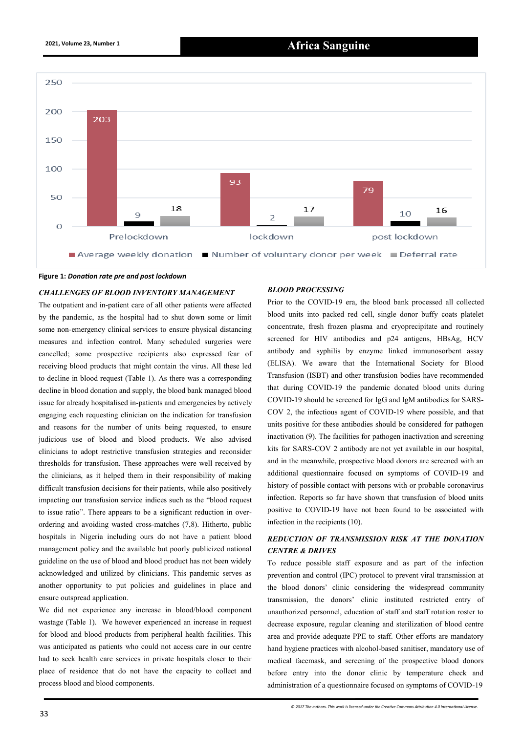Figure 1: ***Donation rate pre and post lockdown***

### *CHALLENGES OF BLOOD INVENTORY MANAGEMENT*

The outpatient and in-patient care of all other patients were affected by the pandemic, as the hospital had to shut down some or limit some non-emergency clinical services to ensure physical distancing measures and infection control. Many scheduled surgeries were cancelled; some prospective recipients also expressed fear of receiving blood products that might contain the virus. All these led to decline in blood request (Table 1). As there was a corresponding decline in blood donation and supply, the blood bank managed blood issue for already hospitalised in-patients and emergencies by actively engaging each requesting clinician on the indication for transfusion and reasons for the number of units being requested, to ensure judicious use of blood and blood products. We also advised clinicians to adopt restrictive transfusion strategies and reconsider thresholds for transfusion. These approaches were well received by the clinicians, as it helped them in their responsibility of making difficult transfusion decisions for their patients, while also positively impacting our transfusion service indices such as the "blood request to issue ratio". There appears to be a significant reduction in over-ordering and avoiding wasted cross-matches (7,8). Hitherto, public hospitals in Nigeria including ours do not have a patient blood management policy and the available but poorly publicized national guideline on the use of blood and blood product has not been widely acknowledged and utilized by clinicians. This pandemic serves as another opportunity to put policies and guidelines in place and ensure outspread application.

We did not experience any increase in blood/blood component wastage (Table 1). We however experienced an increase in request for blood and blood products from peripheral health facilities. This was anticipated as patients who could not access care in our centre had to seek health care services in private hospitals closer to their place of residence that do not have the capacity to collect and process blood and blood components.

### *BLOOD PROCESSING*

Prior to the COVID-19 era, the blood bank processed all collected blood units into packed red cell, single donor buffy coats platelet concentrate, fresh frozen plasma and cryoprecipitate and routinely screened for HIV antibodies and p24 antigens, HBsAg, HCV antibody and syphilis by enzyme linked immunosorbent assay (ELISA). We aware that the International Society for Blood Transfusion (ISBT) and other transfusion bodies have recommended that during COVID-19 the pandemic donated blood units during COVID-19 should be screened for IgG and IgM antibodies for SARS-COV 2, the infectious agent of COVID-19 where possible, and that units positive for these antibodies should be considered for pathogen inactivation (9). The facilities for pathogen inactivation and screening kits for SARS-COV 2 antibody are not yet available in our hospital, and in the meanwhile, prospective blood donors are screened with an additional questionnaire focused on symptoms of COVID-19 and history of possible contact with persons with or probable coronavirus infection. Reports so far have shown that transfusion of blood units positive to COVID-19 have not been found to be associated with infection in the recipients (10).

### *REDUCTION OF TRANSMISSION RISK AT THE DONATION CENTRE & DRIVES*

To reduce possible staff exposure and as part of the infection prevention and control (IPC) protocol to prevent viral transmission at the blood donors' clinic considering the widespread community transmission, the donors' clinic instituted restricted entry of unauthorized personnel, education of staff and staff rotation roster to decrease exposure, regular cleaning and sterilization of blood centre area and provide adequate PPE to staff. Other efforts are mandatory hand hygiene practices with alcohol-based sanitiser, mandatory use of medical facemask, and screening of the prospective blood donors before entry into the donor clinic by temperature check and administration of a questionnaire focused on symptoms of COVID-19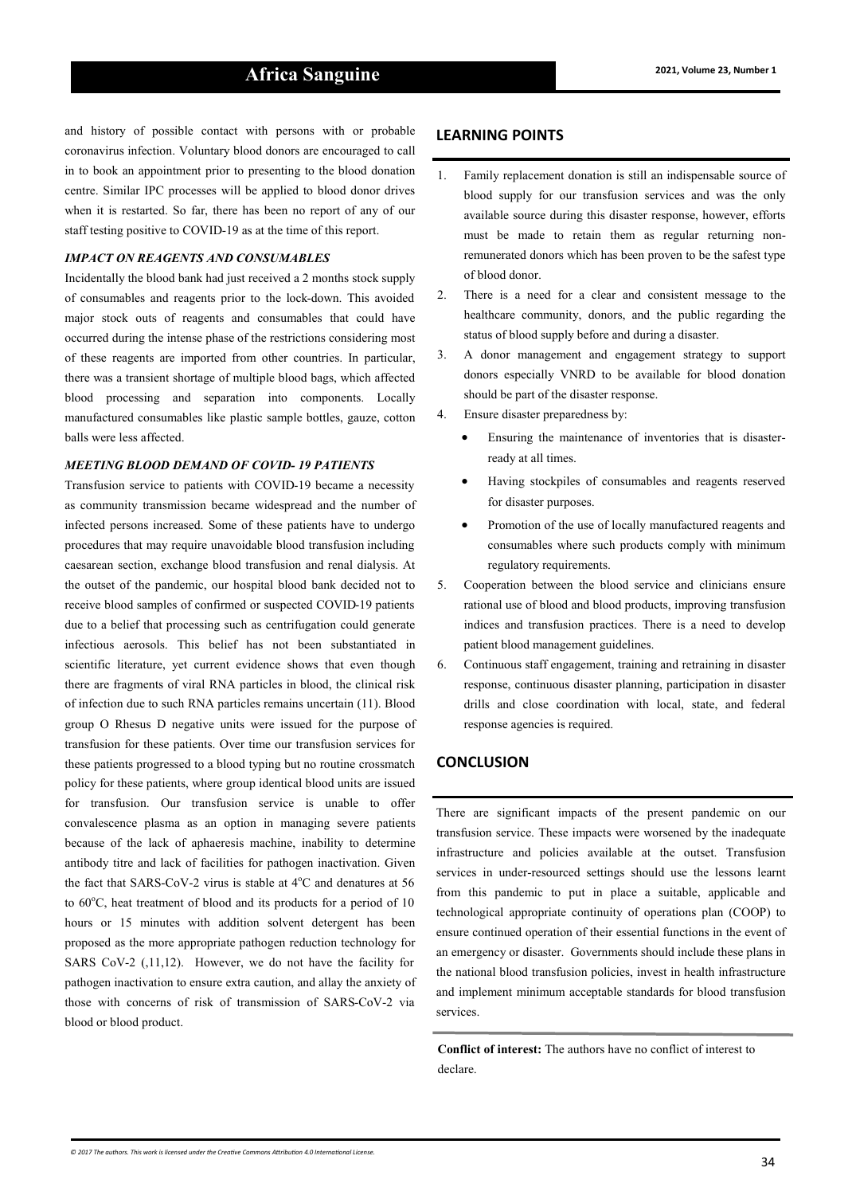and history of possible contact with persons with or probable coronavirus infection. Voluntary blood donors are encouraged to call in to book an appointment prior to presenting to the blood donation centre. Similar IPC processes will be applied to blood donor drives when it is restarted. So far, there has been no report of any of our staff testing positive to COVID-19 as at the time of this report.

### *IMPACT ON REAGENTS AND CONSUMABLES*

Incidentally the blood bank had just received a 2 months stock supply of consumables and reagents prior to the lock-down. This avoided major stock outs of reagents and consumables that could have occurred during the intense phase of the restrictions considering most of these reagents are imported from other countries. In particular, there was a transient shortage of multiple blood bags, which affected blood processing and separation into components. Locally manufactured consumables like plastic sample bottles, gauze, cotton balls were less affected.

### *MEETING BLOOD DEMAND OF COVID- 19 PATIENTS*

Transfusion service to patients with COVID-19 became a necessity as community transmission became widespread and the number of infected persons increased. Some of these patients have to undergo procedures that may require unavoidable blood transfusion including caesarean section, exchange blood transfusion and renal dialysis. At the outset of the pandemic, our hospital blood bank decided not to receive blood samples of confirmed or suspected COVID-19 patients due to a belief that processing such as centrifugation could generate infectious aerosols. This belief has not been substantiated in scientific literature, yet current evidence shows that even though there are fragments of viral RNA particles in blood, the clinical risk of infection due to such RNA particles remains uncertain (11). Blood group O Rhesus D negative units were issued for the purpose of transfusion for these patients. Over time our transfusion services for these patients progressed to a blood typing but no routine crossmatch policy for these patients, where group identical blood units are issued for transfusion. Our transfusion service is unable to offer convalescence plasma as an option in managing severe patients because of the lack of aphaeresis machine, inability to determine antibody titre and lack of facilities for pathogen inactivation. Given the fact that SARS-CoV-2 virus is stable at $4^{o}$C and denatures at 56 to $60^{o}$C, heat treatment of blood and its products for a period of 10 hours or 15 minutes with addition solvent detergent has been proposed as the more appropriate pathogen reduction technology for SARS CoV-2 (,11,12). However, we do not have the facility for pathogen inactivation to ensure extra caution, and allay the anxiety of those with concerns of risk of transmission of SARS-CoV-2 via blood or blood product.

## LEARNING POINTS

1. Family replacement donation is still an indispensable source of blood supply for our transfusion services and was the only available source during this disaster response, however, efforts must be made to retain them as regular returning non-remunerated donors which has been proven to be the safest type of blood donor.
2. There is a need for a clear and consistent message to the healthcare community, donors, and the public regarding the status of blood supply before and during a disaster.
3. A donor management and engagement strategy to support donors especially VNRD to be available for blood donation should be part of the disaster response.
4. Ensure disaster preparedness by:
   - Ensuring the maintenance of inventories that is disaster-ready at all times.
   - Having stockpiles of consumables and reagents reserved for disaster purposes.
   - Promotion of the use of locally manufactured reagents and consumables where such products comply with minimum regulatory requirements.
5. Cooperation between the blood service and clinicians ensure rational use of blood and blood products, improving transfusion indices and transfusion practices. There is a need to develop patient blood management guidelines.
6. Continuous staff engagement, training and retraining in disaster response, continuous disaster planning, participation in disaster drills and close coordination with local, state, and federal response agencies is required.

## CONCLUSION

There are significant impacts of the present pandemic on our transfusion service. These impacts were worsened by the inadequate infrastructure and policies available at the outset. Transfusion services in under-resourced settings should use the lessons learnt from this pandemic to put in place a suitable, applicable and technological appropriate continuity of operations plan (COOP) to ensure continued operation of their essential functions in the event of an emergency or disaster. Governments should include these plans in the national blood transfusion policies, invest in health infrastructure and implement minimum acceptable standards for blood transfusion services.

**Conflict of interest:** The authors have no conflict of interest to declare.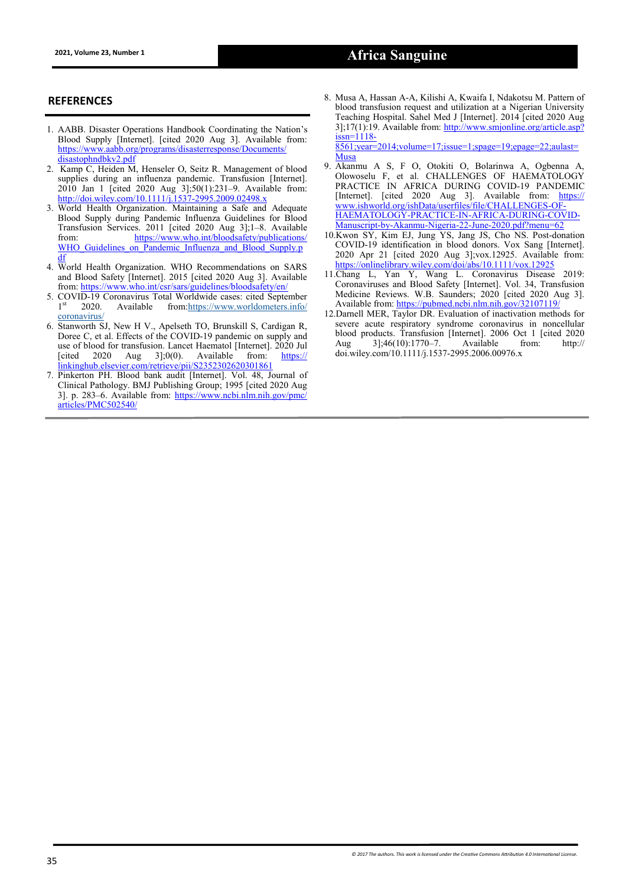## REFERENCES

1. AABB. Disaster Operations Handbook Coordinating the Nation's Blood Supply [Internet]. [cited 2020 Aug 3]. Available from: https://www.aabb.org/programs/disasterresponse/Documents/disastophndbkv2.pdf
2. Kamp C, Heiden M, Henseler O, Seitz R. Management of blood supplies during an influenza pandemic. Transfusion [Internet]. 2010 Jan 1 [cited 2020 Aug 3];50(1):231–9. Available from: http://doi.wiley.com/10.1111/j.1537-2995.2009.02498.x
3. World Health Organization. Maintaining a Safe and Adequate Blood Supply during Pandemic Influenza Guidelines for Blood Transfusion Services. 2011 [cited 2020 Aug 3];1–8. Available from: https://www.who.int/bloodsafety/publications/WHO_Guidelines_on_Pandemic_Influenza_and_Blood_Supply.pdf
4. World Health Organization. WHO Recommendations on SARS and Blood Safety [Internet]. 2015 [cited 2020 Aug 3]. Available from: https://www.who.int/csr/sars/guidelines/bloodsafety/en/
5. COVID-19 Coronavirus Total Worldwide cases: cited September 1st 2020. Available from:https://www.worldometers.info/coronavirus/
6. Stanworth SJ, New H V., Apelseth TO, Brunskill S, Cardigan R, Doree C, et al. Effects of the COVID-19 pandemic on supply and use of blood for transfusion. Lancet Haematol [Internet]. 2020 Jul [cited 2020 Aug 3];0(0). Available from: https://linkinghub.elsevier.com/retrieve/pii/S2352302620301861
7. Pinkerton PH. Blood bank audit [Internet]. Vol. 48, Journal of Clinical Pathology. BMJ Publishing Group; 1995 [cited 2020 Aug 3]. p. 283–6. Available from: https://www.ncbi.nlm.nih.gov/pmc/articles/PMC502540/
8. Musa A, Hassan A-A, Kilishi A, Kwaifa I, Ndakotsu M. Pattern of blood transfusion request and utilization at a Nigerian University Teaching Hospital. Sahel Med J [Internet]. 2014 [cited 2020 Aug 3];17(1):19. Available from: http://www.smjonline.org/article.asp?issn=1118-8561;year=2014;volume=17;issue=1;spage=19;epage=22;aulast=Musa
9. Akanmu A S, F O, Otokiti O, Bolarinwa A, Ogbenna A, Olowoselu F, et al. CHALLENGES OF HAEMATOLOGY PRACTICE IN AFRICA DURING COVID-19 PANDEMIC [Internet]. [cited 2020 Aug 3]. Available from: https://www.ishworld.org/ishData/userfiles/file/CHALLENGES-OF-HAEMATOLOGY-PRACTICE-IN-AFRICA-DURING-COVID-Manuscript-by-Akanmu-Nigeria-22-June-2020.pdf?menu=62
10. Kwon SY, Kim EJ, Jung YS, Jang JS, Cho NS. Post-donation COVID-19 identification in blood donors. Vox Sang [Internet]. 2020 Apr 21 [cited 2020 Aug 3];vox.12925. Available from: https://onlinelibrary.wiley.com/doi/abs/10.1111/vox.12925
11. Chang L, Yan Y, Wang L. Coronavirus Disease 2019: Coronaviruses and Blood Safety [Internet]. Vol. 34, Transfusion Medicine Reviews. W.B. Saunders; 2020 [cited 2020 Aug 3]. Available from: https://pubmed.ncbi.nlm.nih.gov/32107119/
12. Darnell MER, Taylor DR. Evaluation of inactivation methods for severe acute respiratory syndrome coronavirus in noncellular blood products. Transfusion [Internet]. 2006 Oct 1 [cited 2020 Aug 3];46(10):1770–7. Available from: http://doi.wiley.com/10.1111/j.1537-2995.2006.00976.x